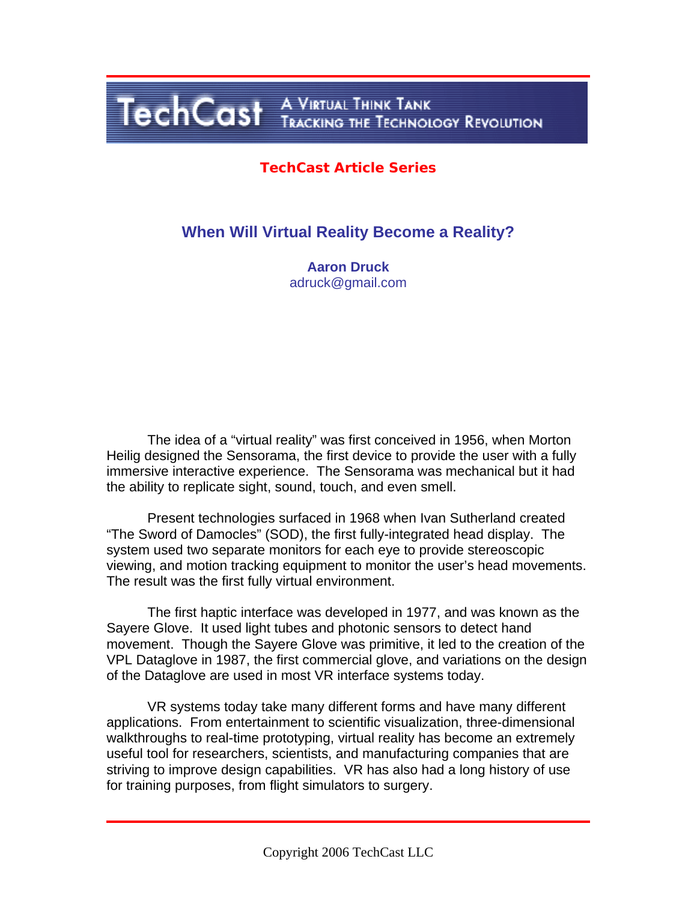**TechCast Article Series**

# When Will Virtual Reality Become a Reality?

**Aaron Druck**
adruck@gmail.com

The idea of a "virtual reality" was first conceived in 1956, when Morton Heilig designed the Sensorama, the first device to provide the user with a fully immersive interactive experience. The Sensorama was mechanical but it had the ability to replicate sight, sound, touch, and even smell.

Present technologies surfaced in 1968 when Ivan Sutherland created "The Sword of Damocles" (SOD), the first fully-integrated head display. The system used two separate monitors for each eye to provide stereoscopic viewing, and motion tracking equipment to monitor the user's head movements. The result was the first fully virtual environment.

The first haptic interface was developed in 1977, and was known as the Sayere Glove. It used light tubes and photonic sensors to detect hand movement. Though the Sayere Glove was primitive, it led to the creation of the VPL Dataglove in 1987, the first commercial glove, and variations on the design of the Dataglove are used in most VR interface systems today.

VR systems today take many different forms and have many different applications. From entertainment to scientific visualization, three-dimensional walkthroughs to real-time prototyping, virtual reality has become an extremely useful tool for researchers, scientists, and manufacturing companies that are striving to improve design capabilities. VR has also had a long history of use for training purposes, from flight simulators to surgery.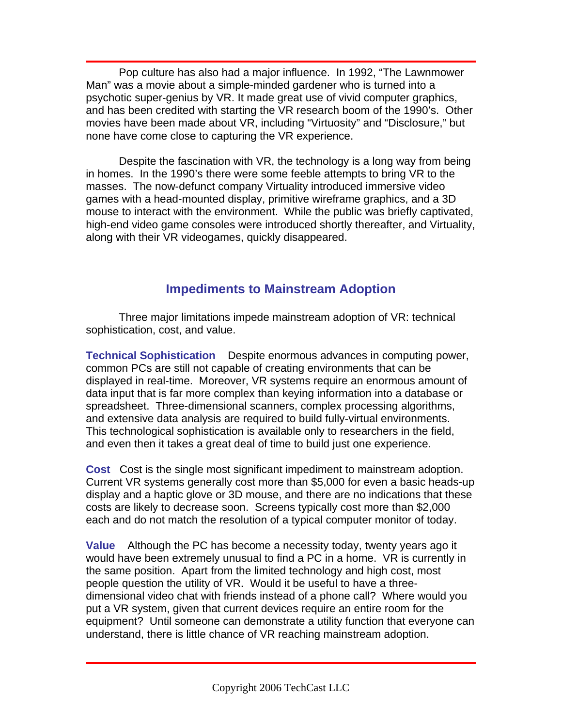Pop culture has also had a major influence. In 1992, "The Lawnmower Man" was a movie about a simple-minded gardener who is turned into a psychotic super-genius by VR. It made great use of vivid computer graphics, and has been credited with starting the VR research boom of the 1990's. Other movies have been made about VR, including "Virtuosity" and "Disclosure," but none have come close to capturing the VR experience.

Despite the fascination with VR, the technology is a long way from being in homes. In the 1990's there were some feeble attempts to bring VR to the masses. The now-defunct company Virtuality introduced immersive video games with a head-mounted display, primitive wireframe graphics, and a 3D mouse to interact with the environment. While the public was briefly captivated, high-end video game consoles were introduced shortly thereafter, and Virtuality, along with their VR videogames, quickly disappeared.

## Impediments to Mainstream Adoption

Three major limitations impede mainstream adoption of VR: technical sophistication, cost, and value.

**Technical Sophistication** Despite enormous advances in computing power, common PCs are still not capable of creating environments that can be displayed in real-time. Moreover, VR systems require an enormous amount of data input that is far more complex than keying information into a database or spreadsheet. Three-dimensional scanners, complex processing algorithms, and extensive data analysis are required to build fully-virtual environments. This technological sophistication is available only to researchers in the field, and even then it takes a great deal of time to build just one experience.

**Cost** Cost is the single most significant impediment to mainstream adoption. Current VR systems generally cost more than $5,000 for even a basic heads-up display and a haptic glove or 3D mouse, and there are no indications that these costs are likely to decrease soon. Screens typically cost more than $2,000 each and do not match the resolution of a typical computer monitor of today.

**Value** Although the PC has become a necessity today, twenty years ago it would have been extremely unusual to find a PC in a home. VR is currently in the same position. Apart from the limited technology and high cost, most people question the utility of VR. Would it be useful to have a three-dimensional video chat with friends instead of a phone call? Where would you put a VR system, given that current devices require an entire room for the equipment? Until someone can demonstrate a utility function that everyone can understand, there is little chance of VR reaching mainstream adoption.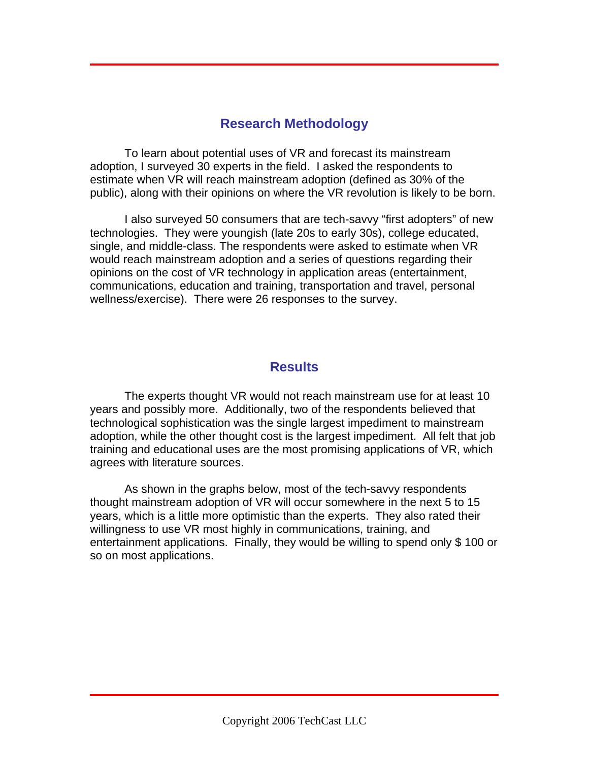## Research Methodology

To learn about potential uses of VR and forecast its mainstream adoption, I surveyed 30 experts in the field. I asked the respondents to estimate when VR will reach mainstream adoption (defined as 30% of the public), along with their opinions on where the VR revolution is likely to be born.

I also surveyed 50 consumers that are tech-savvy "first adopters" of new technologies. They were youngish (late 20s to early 30s), college educated, single, and middle-class. The respondents were asked to estimate when VR would reach mainstream adoption and a series of questions regarding their opinions on the cost of VR technology in application areas (entertainment, communications, education and training, transportation and travel, personal wellness/exercise). There were 26 responses to the survey.

## Results

The experts thought VR would not reach mainstream use for at least 10 years and possibly more. Additionally, two of the respondents believed that technological sophistication was the single largest impediment to mainstream adoption, while the other thought cost is the largest impediment. All felt that job training and educational uses are the most promising applications of VR, which agrees with literature sources.

As shown in the graphs below, most of the tech-savvy respondents thought mainstream adoption of VR will occur somewhere in the next 5 to 15 years, which is a little more optimistic than the experts. They also rated their willingness to use VR most highly in communications, training, and entertainment applications. Finally, they would be willing to spend only $ 100 or so on most applications.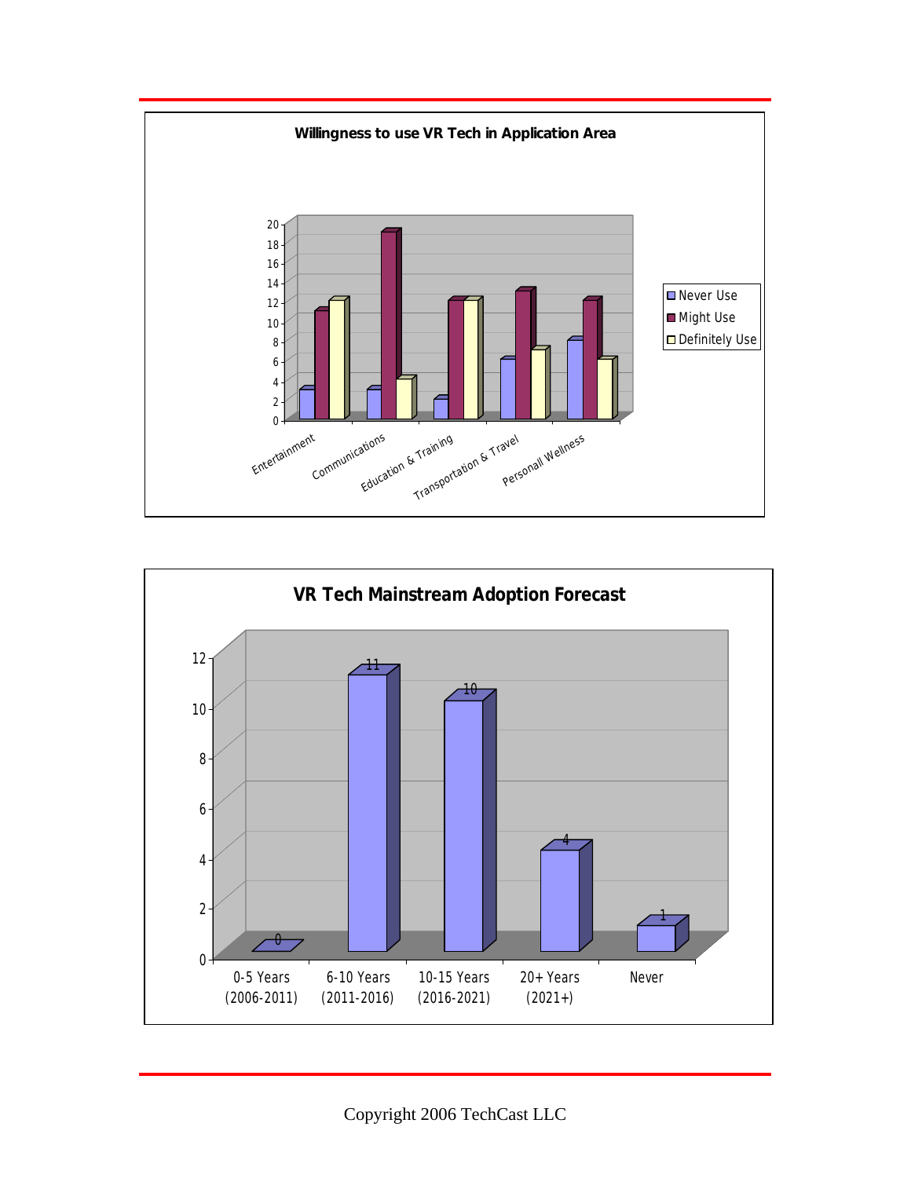**Willingness to use VR Tech in Application Area**

| | Never Use | Might Use | Definitely Use |
|---|---|---|---|
| Entertainment | 3 | 11 | 12 |
| Communications | 3 | 19 | 4 |
| Education & Training | 2 | 12 | 12 |
| Transportation & Travel | 6 | 13 | 7 |
| Personall Wellness | 8 | 12 | 6 |

**VR Tech Mainstream Adoption Forecast**

| 0-5 Years (2006-2011) | 6-10 Years (2011-2016) | 10-15 Years (2016-2021) | 20+ Years (2021+) | Never |
|---|---|---|---|---|
| 0 | 11 | 10 | 4 | 1 |

Copyright 2006 TechCast LLC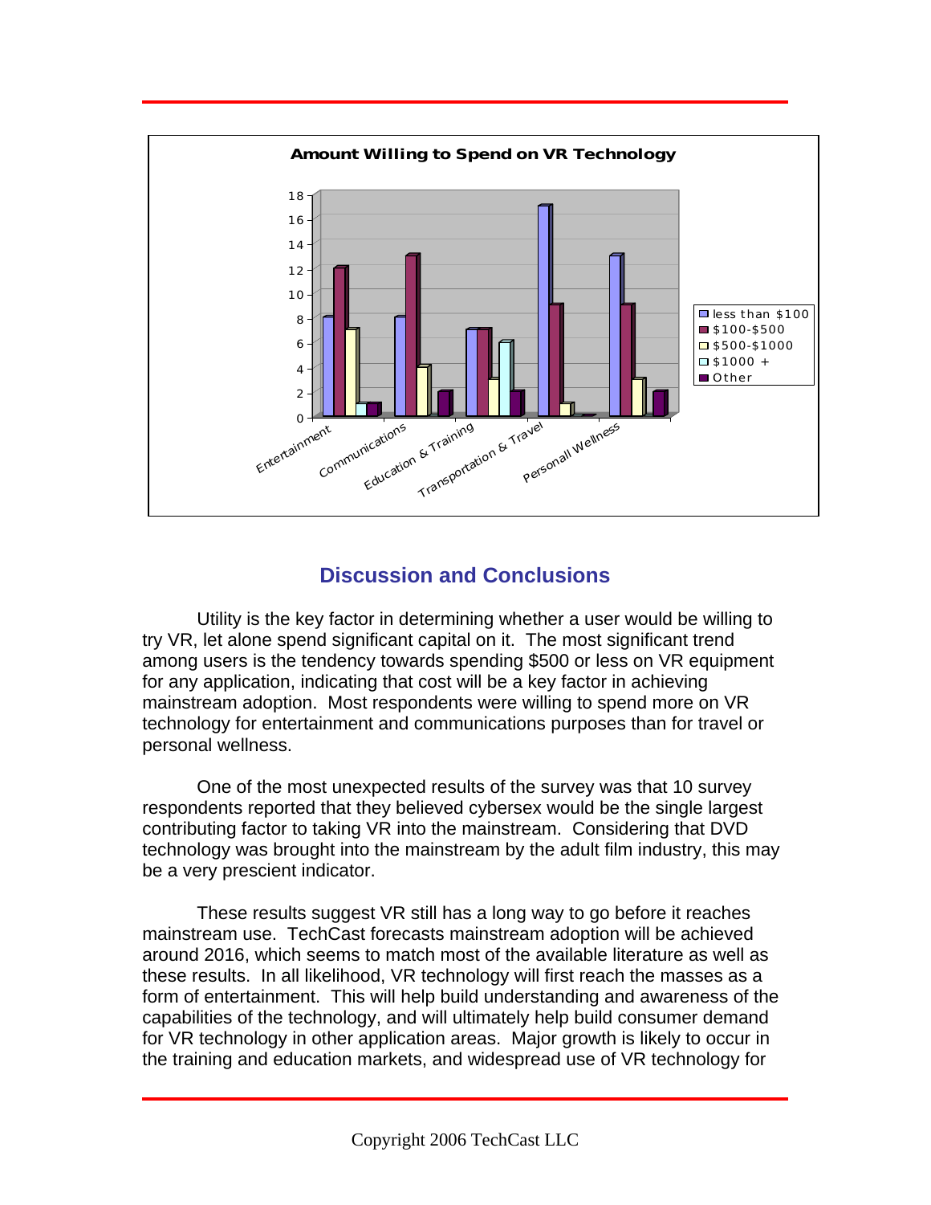**Amount Willing to Spend on VR Technology**

| | less than $100 | $100-$500 | $500-$1000 | $1000 + | Other |
|---|---|---|---|---|---|
| Entertainment | 8 | 12 | 7 | 1 | 1 |
| Communications | 8 | 13 | 4 | 0 | 2 |
| Education & Training | 7 | 7 | 3 | 6 | 2 |
| Transportation & Travel | 17 | 9 | 1 | 0 | 0 |
| Personall Wellness | 13 | 9 | 3 | 0 | 2 |

## Discussion and Conclusions

Utility is the key factor in determining whether a user would be willing to try VR, let alone spend significant capital on it. The most significant trend among users is the tendency towards spending $500 or less on VR equipment for any application, indicating that cost will be a key factor in achieving mainstream adoption. Most respondents were willing to spend more on VR technology for entertainment and communications purposes than for travel or personal wellness.

One of the most unexpected results of the survey was that 10 survey respondents reported that they believed cybersex would be the single largest contributing factor to taking VR into the mainstream. Considering that DVD technology was brought into the mainstream by the adult film industry, this may be a very prescient indicator.

These results suggest VR still has a long way to go before it reaches mainstream use. TechCast forecasts mainstream adoption will be achieved around 2016, which seems to match most of the available literature as well as these results. In all likelihood, VR technology will first reach the masses as a form of entertainment. This will help build understanding and awareness of the capabilities of the technology, and will ultimately help build consumer demand for VR technology in other application areas. Major growth is likely to occur in the training and education markets, and widespread use of VR technology for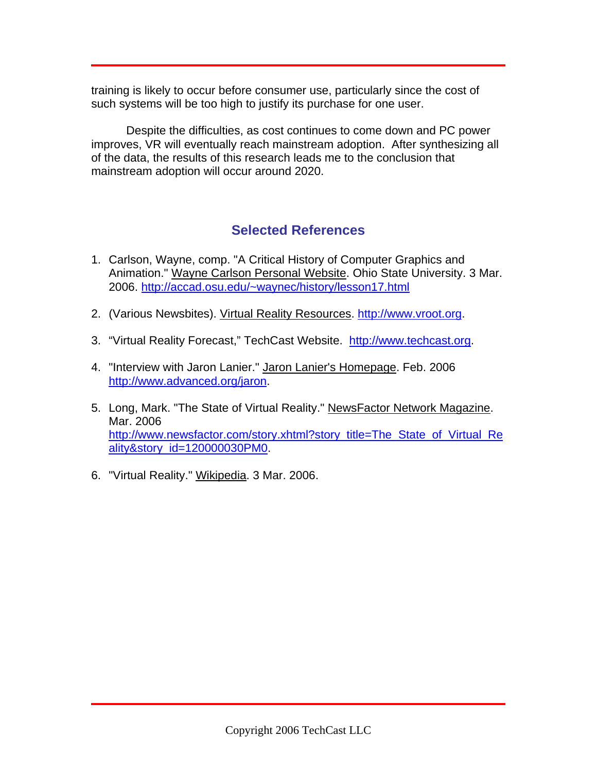training is likely to occur before consumer use, particularly since the cost of such systems will be too high to justify its purchase for one user.

Despite the difficulties, as cost continues to come down and PC power improves, VR will eventually reach mainstream adoption. After synthesizing all of the data, the results of this research leads me to the conclusion that mainstream adoption will occur around 2020.

## Selected References

1. Carlson, Wayne, comp. "A Critical History of Computer Graphics and Animation." Wayne Carlson Personal Website. Ohio State University. 3 Mar. 2006. http://accad.osu.edu/~waynec/history/lesson17.html

2. (Various Newsbites). Virtual Reality Resources. http://www.vroot.org.

3. "Virtual Reality Forecast," TechCast Website. http://www.techcast.org.

4. "Interview with Jaron Lanier." Jaron Lanier's Homepage. Feb. 2006 http://www.advanced.org/jaron.

5. Long, Mark. "The State of Virtual Reality." NewsFactor Network Magazine. Mar. 2006 http://www.newsfactor.com/story.xhtml?story_title=The_State_of_Virtual_Reality&story_id=120000030PM0.

6. "Virtual Reality." Wikipedia. 3 Mar. 2006.

Copyright 2006 TechCast LLC